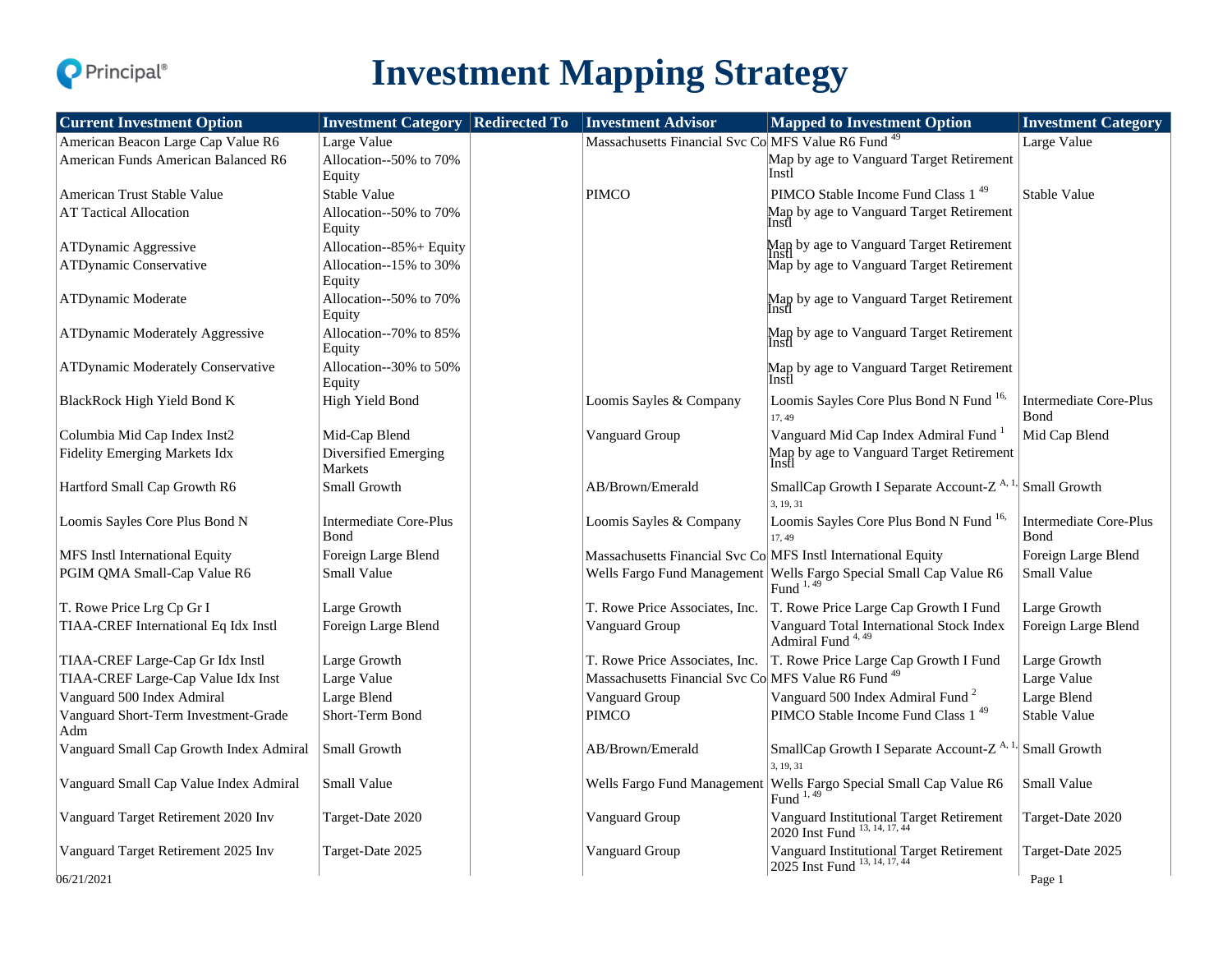# Investment Mapping Strategy

| Current Investment Option | Investment Category | Redirected To | Investment Advisor | Mapped to Investment Option | Investment Category |
|---|---|---|---|---|---|
| American Beacon Large Cap Value R6 | Large Value | | Massachusetts Financial Svc Co | MFS Value R6 Fund [49] | Large Value |
| American Funds American Balanced R6 | Allocation--50% to 70% Equity | | | Map by age to Vanguard Target Retirement Instl | |
| American Trust Stable Value | Stable Value | | PIMCO | PIMCO Stable Income Fund Class 1 [49] | Stable Value |
| AT Tactical Allocation | Allocation--50% to 70% Equity | | | Map by age to Vanguard Target Retirement Instl | |
| ATDynamic Aggressive | Allocation--85%+ Equity | | | Map by age to Vanguard Target Retirement Instl | |
| ATDynamic Conservative | Allocation--15% to 30% Equity | | | Map by age to Vanguard Target Retirement | |
| ATDynamic Moderate | Allocation--50% to 70% Equity | | | Map by age to Vanguard Target Retirement Instl | |
| ATDynamic Moderately Aggressive | Allocation--70% to 85% Equity | | | Map by age to Vanguard Target Retirement Instl | |
| ATDynamic Moderately Conservative | Allocation--30% to 50% Equity | | | Map by age to Vanguard Target Retirement Instl | |
| BlackRock High Yield Bond K | High Yield Bond | | Loomis Sayles & Company | Loomis Sayles Core Plus Bond N Fund [16, 17, 49] | Intermediate Core-Plus Bond |
| Columbia Mid Cap Index Inst2 | Mid-Cap Blend | | Vanguard Group | Vanguard Mid Cap Index Admiral Fund [1] | Mid Cap Blend |
| Fidelity Emerging Markets Idx | Diversified Emerging Markets | | | Map by age to Vanguard Target Retirement Instl | |
| Hartford Small Cap Growth R6 | Small Growth | | AB/Brown/Emerald | SmallCap Growth I Separate Account-Z [A, 1, 3, 19, 31] | Small Growth |
| Loomis Sayles Core Plus Bond N | Intermediate Core-Plus Bond | | Loomis Sayles & Company | Loomis Sayles Core Plus Bond N Fund [16, 17, 49] | Intermediate Core-Plus Bond |
| MFS Instl International Equity | Foreign Large Blend | | Massachusetts Financial Svc Co | MFS Instl International Equity | Foreign Large Blend |
| PGIM QMA Small-Cap Value R6 | Small Value | | Wells Fargo Fund Management | Wells Fargo Special Small Cap Value R6 Fund [1, 49] | Small Value |
| T. Rowe Price Lrg Cp Gr I | Large Growth | | T. Rowe Price Associates, Inc. | T. Rowe Price Large Cap Growth I Fund | Large Growth |
| TIAA-CREF International Eq Idx Instl | Foreign Large Blend | | Vanguard Group | Vanguard Total International Stock Index Admiral Fund [4, 49] | Foreign Large Blend |
| TIAA-CREF Large-Cap Gr Idx Instl | Large Growth | | T. Rowe Price Associates, Inc. | T. Rowe Price Large Cap Growth I Fund | Large Growth |
| TIAA-CREF Large-Cap Value Idx Inst | Large Value | | Massachusetts Financial Svc Co | MFS Value R6 Fund [49] | Large Value |
| Vanguard 500 Index Admiral | Large Blend | | Vanguard Group | Vanguard 500 Index Admiral Fund [2] | Large Blend |
| Vanguard Short-Term Investment-Grade Adm | Short-Term Bond | | PIMCO | PIMCO Stable Income Fund Class 1 [49] | Stable Value |
| Vanguard Small Cap Growth Index Admiral | Small Growth | | AB/Brown/Emerald | SmallCap Growth I Separate Account-Z [A, 1, 3, 19, 31] | Small Growth |
| Vanguard Small Cap Value Index Admiral | Small Value | | Wells Fargo Fund Management | Wells Fargo Special Small Cap Value R6 Fund [1, 49] | Small Value |
| Vanguard Target Retirement 2020 Inv | Target-Date 2020 | | Vanguard Group | Vanguard Institutional Target Retirement 2020 Inst Fund [13, 14, 17, 44] | Target-Date 2020 |
| Vanguard Target Retirement 2025 Inv | Target-Date 2025 | | Vanguard Group | Vanguard Institutional Target Retirement 2025 Inst Fund [13, 14, 17, 44] | Target-Date 2025 |

06/21/2021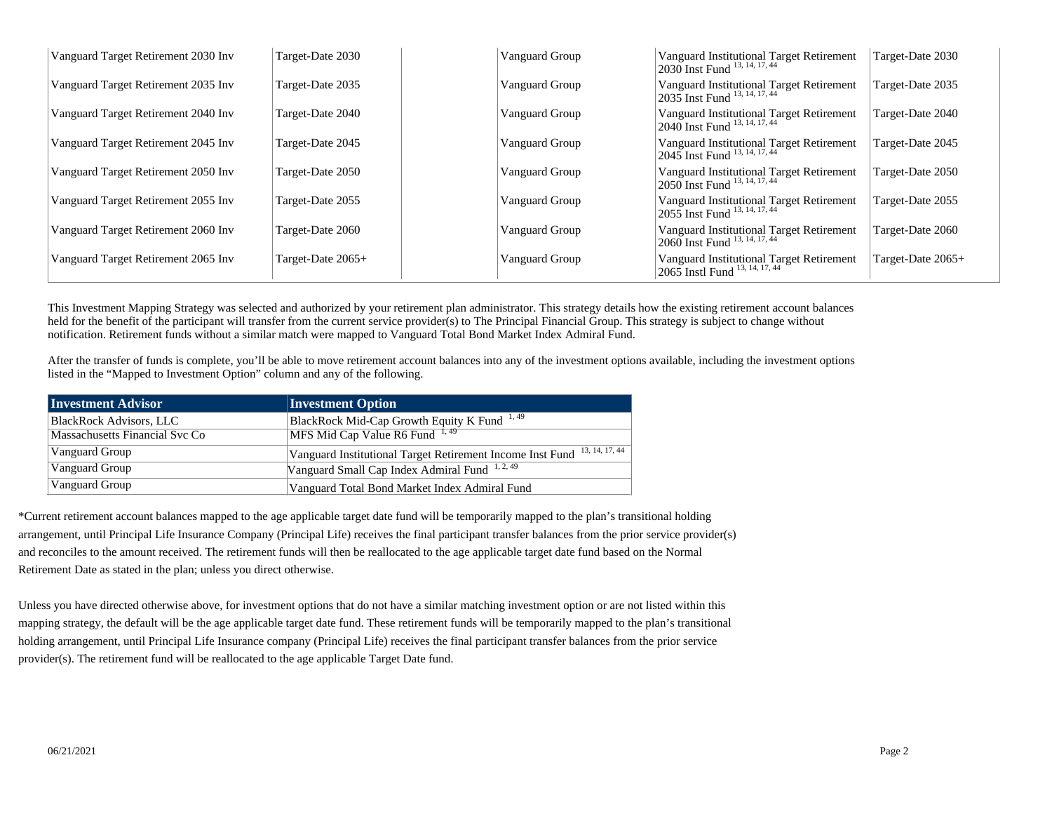| | | | | |
|---|---|---|---|---|
| Vanguard Target Retirement 2030 Inv | Target-Date 2030 | | Vanguard Group | Vanguard Institutional Target Retirement 2030 Inst Fund [13, 14, 17, 44] | Target-Date 2030 |
| Vanguard Target Retirement 2035 Inv | Target-Date 2035 | | Vanguard Group | Vanguard Institutional Target Retirement 2035 Inst Fund [13, 14, 17, 44] | Target-Date 2035 |
| Vanguard Target Retirement 2040 Inv | Target-Date 2040 | | Vanguard Group | Vanguard Institutional Target Retirement 2040 Inst Fund [13, 14, 17, 44] | Target-Date 2040 |
| Vanguard Target Retirement 2045 Inv | Target-Date 2045 | | Vanguard Group | Vanguard Institutional Target Retirement 2045 Inst Fund [13, 14, 17, 44] | Target-Date 2045 |
| Vanguard Target Retirement 2050 Inv | Target-Date 2050 | | Vanguard Group | Vanguard Institutional Target Retirement 2050 Inst Fund [13, 14, 17, 44] | Target-Date 2050 |
| Vanguard Target Retirement 2055 Inv | Target-Date 2055 | | Vanguard Group | Vanguard Institutional Target Retirement 2055 Inst Fund [13, 14, 17, 44] | Target-Date 2055 |
| Vanguard Target Retirement 2060 Inv | Target-Date 2060 | | Vanguard Group | Vanguard Institutional Target Retirement 2060 Inst Fund [13, 14, 17, 44] | Target-Date 2060 |
| Vanguard Target Retirement 2065 Inv | Target-Date 2065+ | | Vanguard Group | Vanguard Institutional Target Retirement 2065 Instl Fund [13, 14, 17, 44] | Target-Date 2065+ |

This Investment Mapping Strategy was selected and authorized by your retirement plan administrator. This strategy details how the existing retirement account balances held for the benefit of the participant will transfer from the current service provider(s) to The Principal Financial Group. This strategy is subject to change without notification. Retirement funds without a similar match were mapped to Vanguard Total Bond Market Index Admiral Fund.

After the transfer of funds is complete, you'll be able to move retirement account balances into any of the investment options available, including the investment options listed in the "Mapped to Investment Option" column and any of the following.

| Investment Advisor | Investment Option |
|---|---|
| BlackRock Advisors, LLC | BlackRock Mid-Cap Growth Equity K Fund [1, 49] |
| Massachusetts Financial Svc Co | MFS Mid Cap Value R6 Fund [1, 49] |
| Vanguard Group | Vanguard Institutional Target Retirement Income Inst Fund [13, 14, 17, 44] |
| Vanguard Group | Vanguard Small Cap Index Admiral Fund [1, 2, 49] |
| Vanguard Group | Vanguard Total Bond Market Index Admiral Fund |

*Current retirement account balances mapped to the age applicable target date fund will be temporarily mapped to the plan's transitional holding arrangement, until Principal Life Insurance Company (Principal Life) receives the final participant transfer balances from the prior service provider(s) and reconciles to the amount received. The retirement funds will then be reallocated to the age applicable target date fund based on the Normal Retirement Date as stated in the plan; unless you direct otherwise.

Unless you have directed otherwise above, for investment options that do not have a similar matching investment option or are not listed within this mapping strategy, the default will be the age applicable target date fund. These retirement funds will be temporarily mapped to the plan's transitional holding arrangement, until Principal Life Insurance company (Principal Life) receives the final participant transfer balances from the prior service provider(s). The retirement fund will be reallocated to the age applicable Target Date fund.

06/21/2021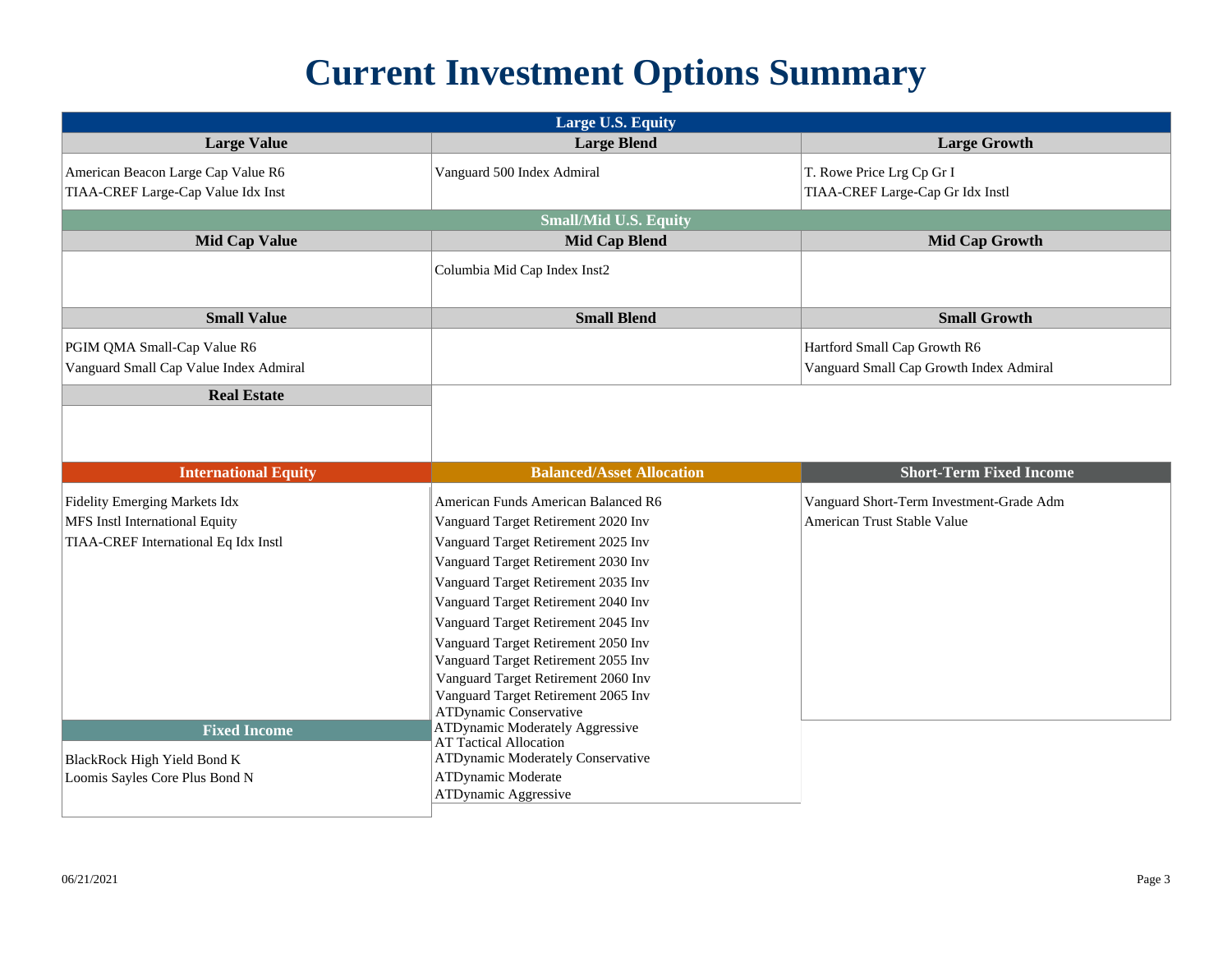# Current Investment Options Summary

## Large U.S. Equity

| Large Value | Large Blend | Large Growth |
|---|---|---|
| American Beacon Large Cap Value R6<br>TIAA-CREF Large-Cap Value Idx Inst | Vanguard 500 Index Admiral | T. Rowe Price Lrg Cp Gr I<br>TIAA-CREF Large-Cap Gr Idx Instl |

## Small/Mid U.S. Equity

| Mid Cap Value | Mid Cap Blend | Mid Cap Growth |
|---|---|---|
| | Columbia Mid Cap Index Inst2 | |

| Small Value | Small Blend | Small Growth |
|---|---|---|
| PGIM QMA Small-Cap Value R6<br>Vanguard Small Cap Value Index Admiral | | Hartford Small Cap Growth R6<br>Vanguard Small Cap Growth Index Admiral |

| Real Estate |
|---|
| |

| International Equity | Balanced/Asset Allocation | Short-Term Fixed Income |
|---|---|---|
| Fidelity Emerging Markets Idx<br>MFS Instl International Equity<br>TIAA-CREF International Eq Idx Instl | American Funds American Balanced R6<br>Vanguard Target Retirement 2020 Inv<br>Vanguard Target Retirement 2025 Inv<br>Vanguard Target Retirement 2030 Inv<br>Vanguard Target Retirement 2035 Inv<br>Vanguard Target Retirement 2040 Inv<br>Vanguard Target Retirement 2045 Inv<br>Vanguard Target Retirement 2050 Inv<br>Vanguard Target Retirement 2055 Inv<br>Vanguard Target Retirement 2060 Inv<br>Vanguard Target Retirement 2065 Inv<br>ATDynamic Conservative<br>ATDynamic Moderately Aggressive<br>AT Tactical Allocation<br>ATDynamic Moderately Conservative<br>ATDynamic Moderate<br>ATDynamic Aggressive | Vanguard Short-Term Investment-Grade Adm<br>American Trust Stable Value |

| Fixed Income |
|---|
| BlackRock High Yield Bond K<br>Loomis Sayles Core Plus Bond N |

06/21/2021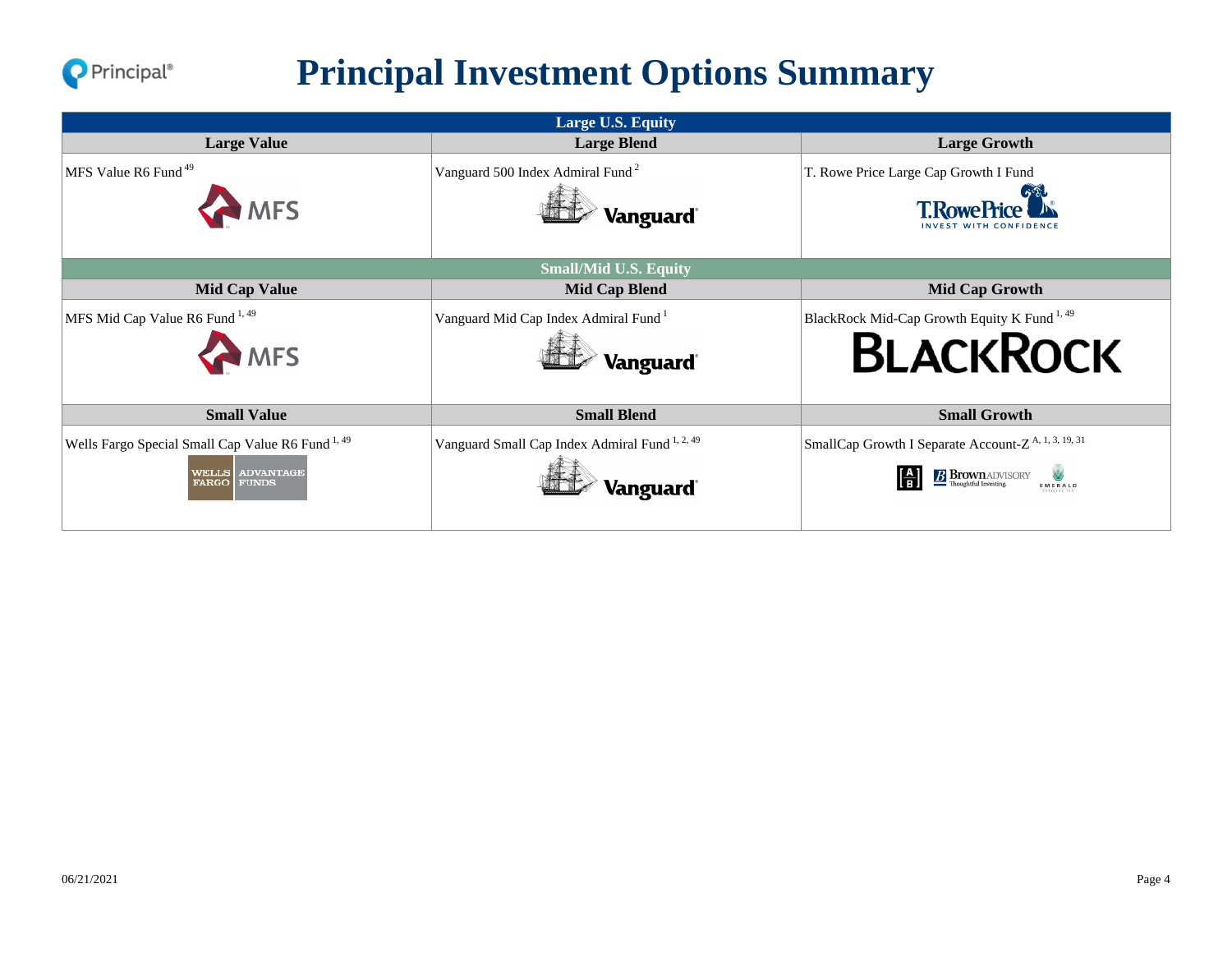# Principal Investment Options Summary

| Large U.S. Equity | | |
|---|---|---|
| **Large Value** | **Large Blend** | **Large Growth** |
| MFS Value R6 Fund [49] | Vanguard 500 Index Admiral Fund [2] | T. Rowe Price Large Cap Growth I Fund |
| **Small/Mid U.S. Equity** | | |
| **Mid Cap Value** | **Mid Cap Blend** | **Mid Cap Growth** |
| MFS Mid Cap Value R6 Fund [1, 49] | Vanguard Mid Cap Index Admiral Fund [1] | BlackRock Mid-Cap Growth Equity K Fund [1, 49] |
| **Small Value** | **Small Blend** | **Small Growth** |
| Wells Fargo Special Small Cap Value R6 Fund [1, 49] | Vanguard Small Cap Index Admiral Fund [1, 2, 49] | SmallCap Growth I Separate Account-Z [A, 1, 3, 19, 31] |

06/21/2021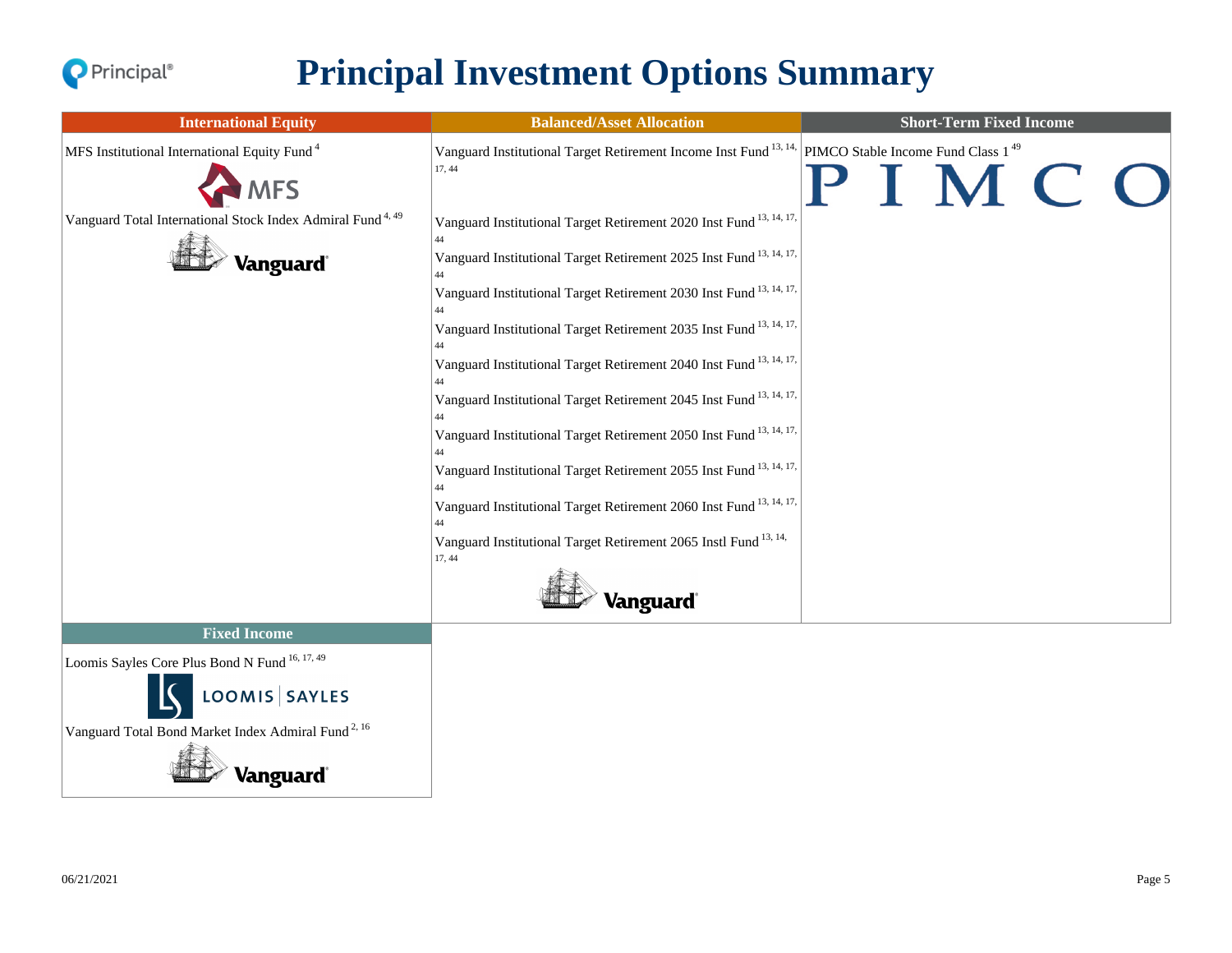# Principal Investment Options Summary

| International Equity | Balanced/Asset Allocation | Short-Term Fixed Income |
|---|---|---|
| MFS Institutional International Equity Fund [4] | Vanguard Institutional Target Retirement Income Inst Fund [13, 14, 17, 44] | PIMCO Stable Income Fund Class 1 [49] |
| Vanguard Total International Stock Index Admiral Fund [4, 49] | Vanguard Institutional Target Retirement 2020 Inst Fund [13, 14, 17, 44] | |
| | Vanguard Institutional Target Retirement 2025 Inst Fund [13, 14, 17, 44] | |
| | Vanguard Institutional Target Retirement 2030 Inst Fund [13, 14, 17, 44] | |
| | Vanguard Institutional Target Retirement 2035 Inst Fund [13, 14, 17, 44] | |
| | Vanguard Institutional Target Retirement 2040 Inst Fund [13, 14, 17, 44] | |
| | Vanguard Institutional Target Retirement 2045 Inst Fund [13, 14, 17, 44] | |
| | Vanguard Institutional Target Retirement 2050 Inst Fund [13, 14, 17, 44] | |
| | Vanguard Institutional Target Retirement 2055 Inst Fund [13, 14, 17, 44] | |
| | Vanguard Institutional Target Retirement 2060 Inst Fund [13, 14, 17, 44] | |
| | Vanguard Institutional Target Retirement 2065 Instl Fund [13, 14, 17, 44] | |

| Fixed Income |
|---|
| Loomis Sayles Core Plus Bond N Fund [16, 17, 49] |
| Vanguard Total Bond Market Index Admiral Fund [2, 16] |

06/21/2021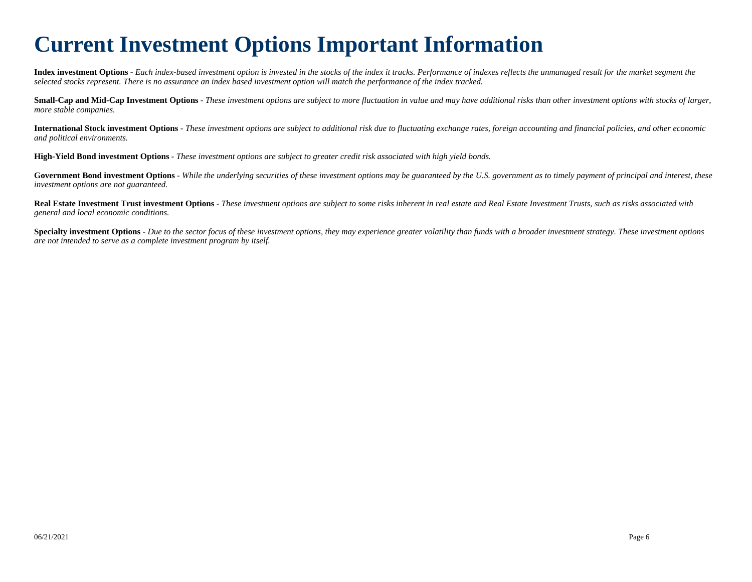# Current Investment Options Important Information

**Index investment Options** - *Each index-based investment option is invested in the stocks of the index it tracks. Performance of indexes reflects the unmanaged result for the market segment the selected stocks represent. There is no assurance an index based investment option will match the performance of the index tracked.*

**Small-Cap and Mid-Cap Investment Options** - *These investment options are subject to more fluctuation in value and may have additional risks than other investment options with stocks of larger, more stable companies.*

**International Stock investment Options** - *These investment options are subject to additional risk due to fluctuating exchange rates, foreign accounting and financial policies, and other economic and political environments.*

**High-Yield Bond investment Options** - *These investment options are subject to greater credit risk associated with high yield bonds.*

**Government Bond investment Options** - *While the underlying securities of these investment options may be guaranteed by the U.S. government as to timely payment of principal and interest, these investment options are not guaranteed.*

**Real Estate Investment Trust investment Options** - *These investment options are subject to some risks inherent in real estate and Real Estate Investment Trusts, such as risks associated with general and local economic conditions.*

**Specialty investment Options** - *Due to the sector focus of these investment options, they may experience greater volatility than funds with a broader investment strategy. These investment options are not intended to serve as a complete investment program by itself.*

06/21/2021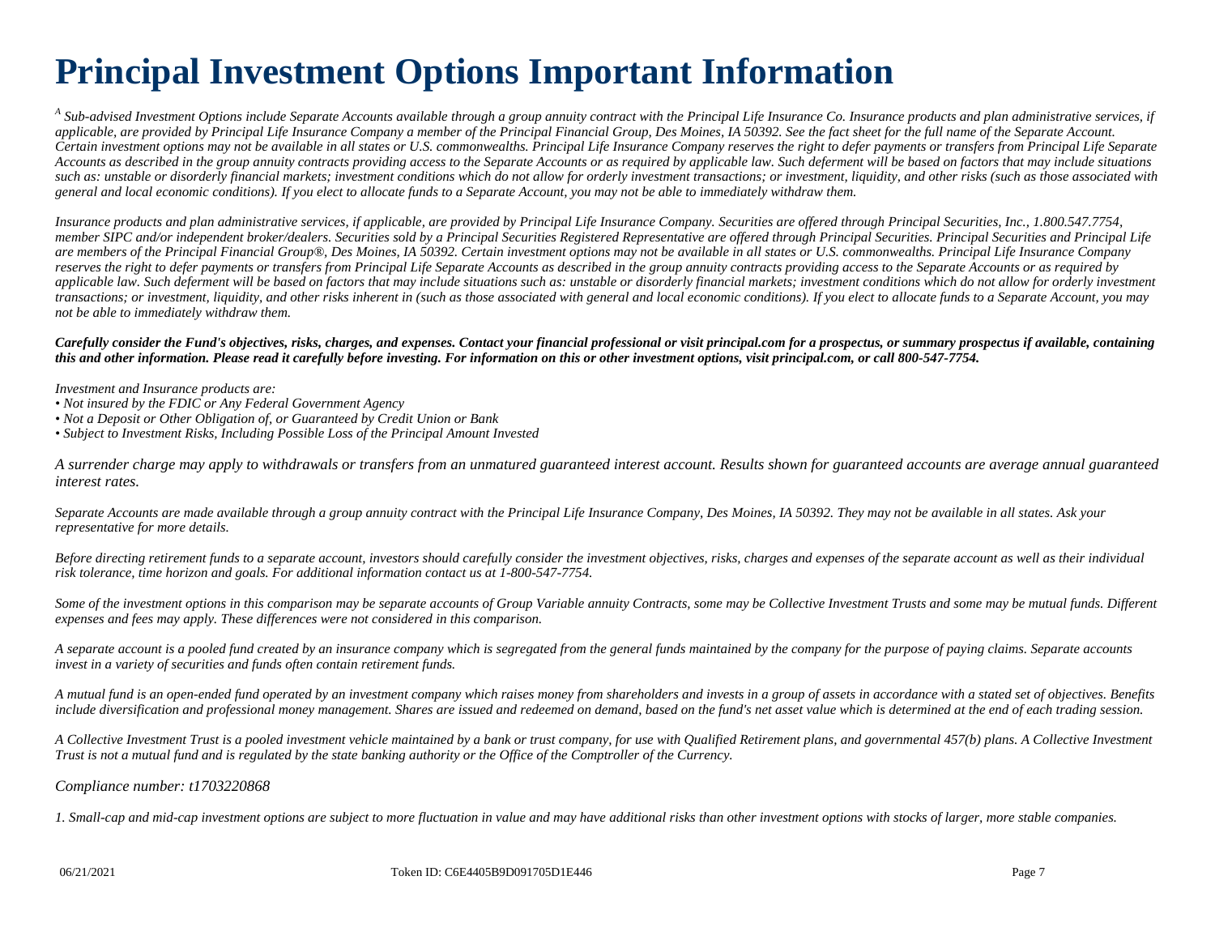# Principal Investment Options Important Information

*[A] Sub-advised Investment Options include Separate Accounts available through a group annuity contract with the Principal Life Insurance Co. Insurance products and plan administrative services, if applicable, are provided by Principal Life Insurance Company a member of the Principal Financial Group, Des Moines, IA 50392. See the fact sheet for the full name of the Separate Account. Certain investment options may not be available in all states or U.S. commonwealths. Principal Life Insurance Company reserves the right to defer payments or transfers from Principal Life Separate Accounts as described in the group annuity contracts providing access to the Separate Accounts or as required by applicable law. Such deferment will be based on factors that may include situations such as: unstable or disorderly financial markets; investment conditions which do not allow for orderly investment transactions; or investment, liquidity, and other risks (such as those associated with general and local economic conditions). If you elect to allocate funds to a Separate Account, you may not be able to immediately withdraw them.*

*Insurance products and plan administrative services, if applicable, are provided by Principal Life Insurance Company. Securities are offered through Principal Securities, Inc., 1.800.547.7754, member SIPC and/or independent broker/dealers. Securities sold by a Principal Securities Registered Representative are offered through Principal Securities. Principal Securities and Principal Life are members of the Principal Financial Group®, Des Moines, IA 50392. Certain investment options may not be available in all states or U.S. commonwealths. Principal Life Insurance Company reserves the right to defer payments or transfers from Principal Life Separate Accounts as described in the group annuity contracts providing access to the Separate Accounts or as required by applicable law. Such deferment will be based on factors that may include situations such as: unstable or disorderly financial markets; investment conditions which do not allow for orderly investment transactions; or investment, liquidity, and other risks inherent in (such as those associated with general and local economic conditions). If you elect to allocate funds to a Separate Account, you may not be able to immediately withdraw them.*

***Carefully consider the Fund's objectives, risks, charges, and expenses. Contact your financial professional or visit principal.com for a prospectus, or summary prospectus if available, containing this and other information. Please read it carefully before investing. For information on this or other investment options, visit principal.com, or call 800-547-7754.***

*Investment and Insurance products are:*

- *Not insured by the FDIC or Any Federal Government Agency*
- *Not a Deposit or Other Obligation of, or Guaranteed by Credit Union or Bank*
- *Subject to Investment Risks, Including Possible Loss of the Principal Amount Invested*

*A surrender charge may apply to withdrawals or transfers from an unmatured guaranteed interest account. Results shown for guaranteed accounts are average annual guaranteed interest rates.*

*Separate Accounts are made available through a group annuity contract with the Principal Life Insurance Company, Des Moines, IA 50392. They may not be available in all states. Ask your representative for more details.*

*Before directing retirement funds to a separate account, investors should carefully consider the investment objectives, risks, charges and expenses of the separate account as well as their individual risk tolerance, time horizon and goals. For additional information contact us at 1-800-547-7754.*

*Some of the investment options in this comparison may be separate accounts of Group Variable annuity Contracts, some may be Collective Investment Trusts and some may be mutual funds. Different expenses and fees may apply. These differences were not considered in this comparison.*

*A separate account is a pooled fund created by an insurance company which is segregated from the general funds maintained by the company for the purpose of paying claims. Separate accounts invest in a variety of securities and funds often contain retirement funds.*

*A mutual fund is an open-ended fund operated by an investment company which raises money from shareholders and invests in a group of assets in accordance with a stated set of objectives. Benefits include diversification and professional money management. Shares are issued and redeemed on demand, based on the fund's net asset value which is determined at the end of each trading session.*

*A Collective Investment Trust is a pooled investment vehicle maintained by a bank or trust company, for use with Qualified Retirement plans, and governmental 457(b) plans. A Collective Investment Trust is not a mutual fund and is regulated by the state banking authority or the Office of the Comptroller of the Currency.*

*Compliance number: t1703220868*

*1. Small-cap and mid-cap investment options are subject to more fluctuation in value and may have additional risks than other investment options with stocks of larger, more stable companies.*

06/21/2021 Token ID: C6E4405B9D091705D1E446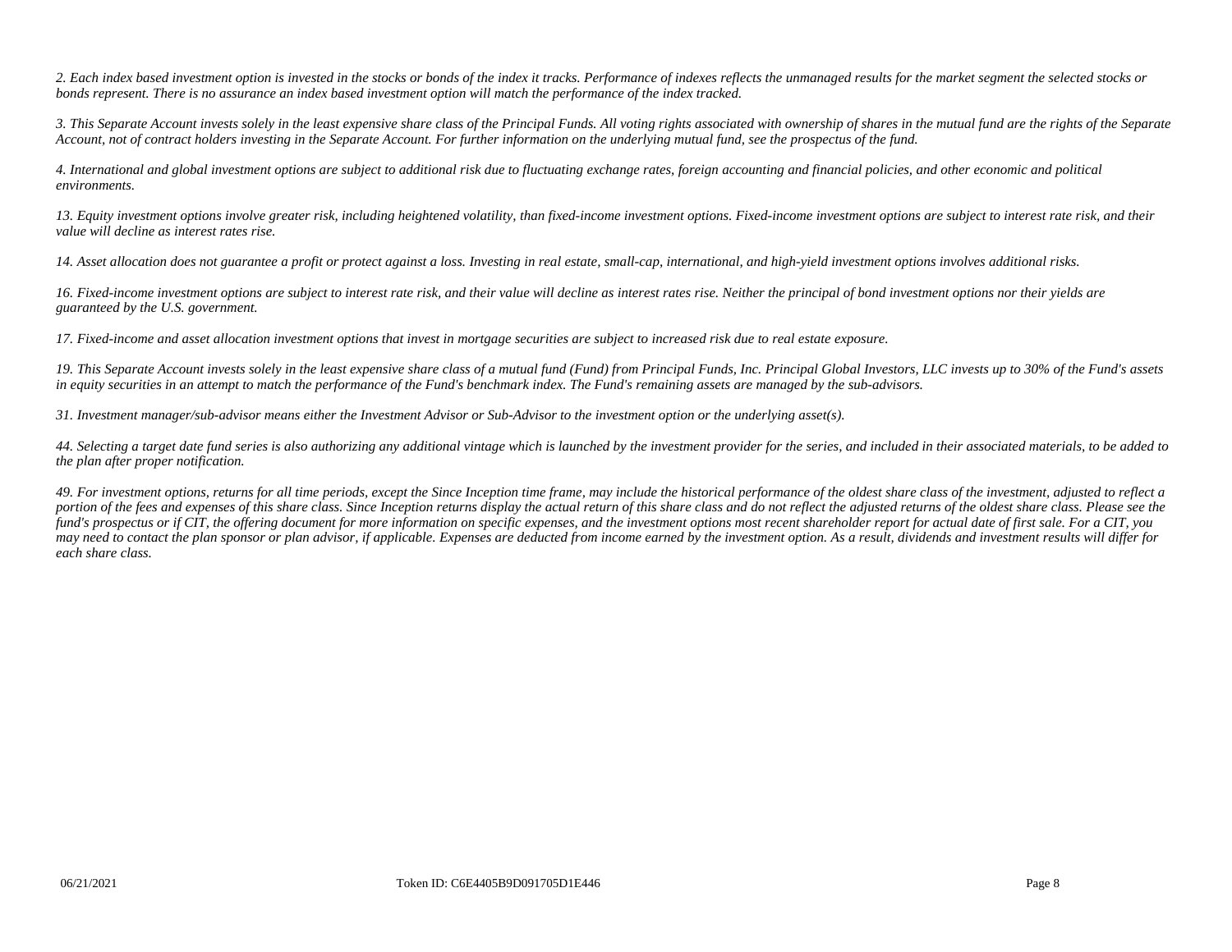*2. Each index based investment option is invested in the stocks or bonds of the index it tracks. Performance of indexes reflects the unmanaged results for the market segment the selected stocks or bonds represent. There is no assurance an index based investment option will match the performance of the index tracked.*

*3. This Separate Account invests solely in the least expensive share class of the Principal Funds. All voting rights associated with ownership of shares in the mutual fund are the rights of the Separate Account, not of contract holders investing in the Separate Account. For further information on the underlying mutual fund, see the prospectus of the fund.*

*4. International and global investment options are subject to additional risk due to fluctuating exchange rates, foreign accounting and financial policies, and other economic and political environments.*

*13. Equity investment options involve greater risk, including heightened volatility, than fixed-income investment options. Fixed-income investment options are subject to interest rate risk, and their value will decline as interest rates rise.*

*14. Asset allocation does not guarantee a profit or protect against a loss. Investing in real estate, small-cap, international, and high-yield investment options involves additional risks.*

*16. Fixed-income investment options are subject to interest rate risk, and their value will decline as interest rates rise. Neither the principal of bond investment options nor their yields are guaranteed by the U.S. government.*

*17. Fixed-income and asset allocation investment options that invest in mortgage securities are subject to increased risk due to real estate exposure.*

*19. This Separate Account invests solely in the least expensive share class of a mutual fund (Fund) from Principal Funds, Inc. Principal Global Investors, LLC invests up to 30% of the Fund's assets in equity securities in an attempt to match the performance of the Fund's benchmark index. The Fund's remaining assets are managed by the sub-advisors.*

*31. Investment manager/sub-advisor means either the Investment Advisor or Sub-Advisor to the investment option or the underlying asset(s).*

*44. Selecting a target date fund series is also authorizing any additional vintage which is launched by the investment provider for the series, and included in their associated materials, to be added to the plan after proper notification.*

*49. For investment options, returns for all time periods, except the Since Inception time frame, may include the historical performance of the oldest share class of the investment, adjusted to reflect a portion of the fees and expenses of this share class. Since Inception returns display the actual return of this share class and do not reflect the adjusted returns of the oldest share class. Please see the fund's prospectus or if CIT, the offering document for more information on specific expenses, and the investment options most recent shareholder report for actual date of first sale. For a CIT, you may need to contact the plan sponsor or plan advisor, if applicable. Expenses are deducted from income earned by the investment option. As a result, dividends and investment results will differ for each share class.*

06/21/2021 Token ID: C6E4405B9D091705D1E446